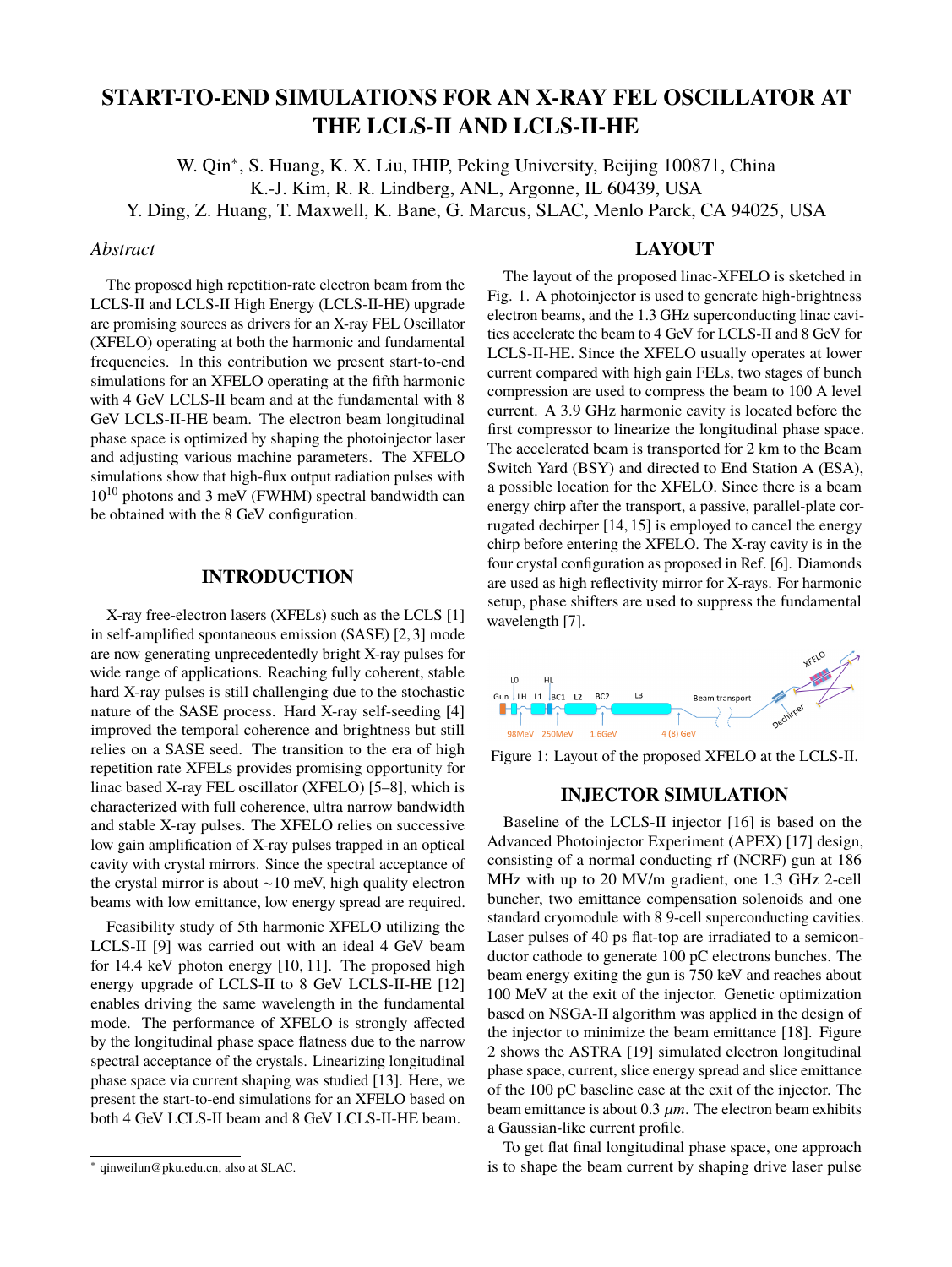# START-TO-END SIMULATIONS FOR AN X-RAY FEL OSCILLATOR AT THE LCLS-II AND LCLS-II-HE

W. Qin*, S. Huang, K. X. Liu, IHIP, Peking University, Beijing 100871, China
K.-J. Kim, R. R. Lindberg, ANL, Argonne, IL 60439, USA
Y. Ding, Z. Huang, T. Maxwell, K. Bane, G. Marcus, SLAC, Menlo Parck, CA 94025, USA

*Abstract*

The proposed high repetition-rate electron beam from the LCLS-II and LCLS-II High Energy (LCLS-II-HE) upgrade are promising sources as drivers for an X-ray FEL Oscillator (XFELO) operating at both the harmonic and fundamental frequencies. In this contribution we present start-to-end simulations for an XFELO operating at the fifth harmonic with 4 GeV LCLS-II beam and at the fundamental with 8 GeV LCLS-II-HE beam. The electron beam longitudinal phase space is optimized by shaping the photoinjector laser and adjusting various machine parameters. The XFELO simulations show that high-flux output radiation pulses with $10^{10}$ photons and 3 meV (FWHM) spectral bandwidth can be obtained with the 8 GeV configuration.

## INTRODUCTION

X-ray free-electron lasers (XFELs) such as the LCLS [1] in self-amplified spontaneous emission (SASE) [2, 3] mode are now generating unprecedentedly bright X-ray pulses for wide range of applications. Reaching fully coherent, stable hard X-ray pulses is still challenging due to the stochastic nature of the SASE process. Hard X-ray self-seeding [4] improved the temporal coherence and brightness but still relies on a SASE seed. The transition to the era of high repetition rate XFELs provides promising opportunity for linac based X-ray FEL oscillator (XFELO) [5–8], which is characterized with full coherence, ultra narrow bandwidth and stable X-ray pulses. The XFELO relies on successive low gain amplification of X-ray pulses trapped in an optical cavity with crystal mirrors. Since the spectral acceptance of the crystal mirror is about ~10 meV, high quality electron beams with low emittance, low energy spread are required.

Feasibility study of 5th harmonic XFELO utilizing the LCLS-II [9] was carried out with an ideal 4 GeV beam for 14.4 keV photon energy [10, 11]. The proposed high energy upgrade of LCLS-II to 8 GeV LCLS-II-HE [12] enables driving the same wavelength in the fundamental mode. The performance of XFELO is strongly affected by the longitudinal phase space flatness due to the narrow spectral acceptance of the crystals. Linearizing longitudinal phase space via current shaping was studied [13]. Here, we present the start-to-end simulations for an XFELO based on both 4 GeV LCLS-II beam and 8 GeV LCLS-II-HE beam.

## LAYOUT

The layout of the proposed linac-XFELO is sketched in Fig. 1. A photoinjector is used to generate high-brightness electron beams, and the 1.3 GHz superconducting linac cavities accelerate the beam to 4 GeV for LCLS-II and 8 GeV for LCLS-II-HE. Since the XFELO usually operates at lower current compared with high gain FELs, two stages of bunch compression are used to compress the beam to 100 A level current. A 3.9 GHz harmonic cavity is located before the first compressor to linearize the longitudinal phase space. The accelerated beam is transported for 2 km to the Beam Switch Yard (BSY) and directed to End Station A (ESA), a possible location for the XFELO. Since there is a beam energy chirp after the transport, a passive, parallel-plate corrugated dechirper [14, 15] is employed to cancel the energy chirp before entering the XFELO. The X-ray cavity is in the four crystal configuration as proposed in Ref. [6]. Diamonds are used as high reflectivity mirror for X-rays. For harmonic setup, phase shifters are used to suppress the fundamental wavelength [7].

Figure 1: Layout of the proposed XFELO at the LCLS-II.

## INJECTOR SIMULATION

Baseline of the LCLS-II injector [16] is based on the Advanced Photoinjector Experiment (APEX) [17] design, consisting of a normal conducting rf (NCRF) gun at 186 MHz with up to 20 MV/m gradient, one 1.3 GHz 2-cell buncher, two emittance compensation solenoids and one standard cryomodule with 8 9-cell superconducting cavities. Laser pulses of 40 ps flat-top are irradiated to a semiconductor cathode to generate 100 pC electrons bunches. The beam energy exiting the gun is 750 keV and reaches about 100 MeV at the exit of the injector. Genetic optimization based on NSGA-II algorithm was applied in the design of the injector to minimize the beam emittance [18]. Figure 2 shows the ASTRA [19] simulated electron longitudinal phase space, current, slice energy spread and slice emittance of the 100 pC baseline case at the exit of the injector. The beam emittance is about 0.3 $\mu m$. The electron beam exhibits a Gaussian-like current profile.

To get flat final longitudinal phase space, one approach is to shape the beam current by shaping drive laser pulse

---

* qinweilun@pku.edu.cn, also at SLAC.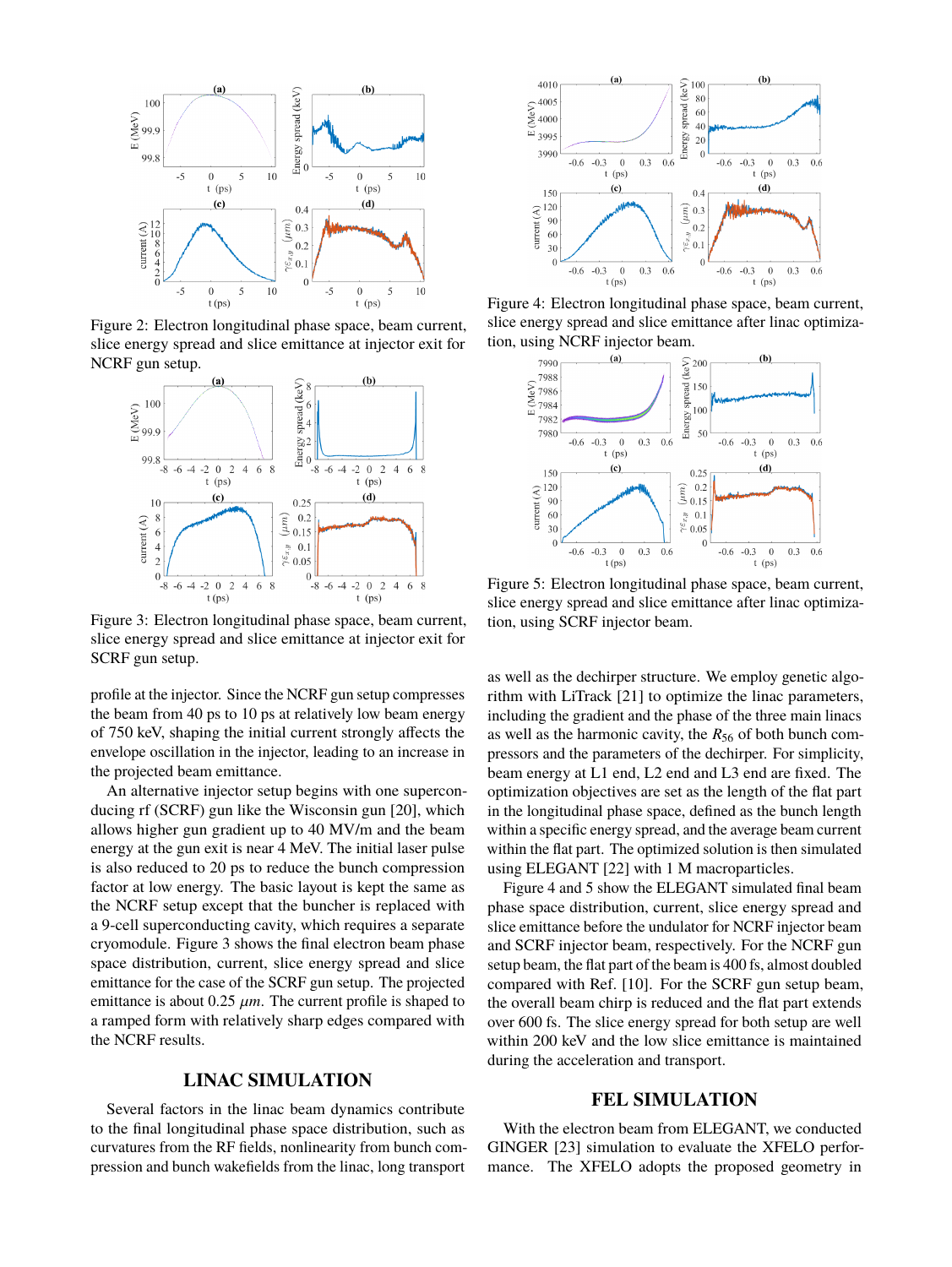Figure 2: Electron longitudinal phase space, beam current, slice energy spread and slice emittance at injector exit for NCRF gun setup.

Figure 3: Electron longitudinal phase space, beam current, slice energy spread and slice emittance at injector exit for SCRF gun setup.

profile at the injector. Since the NCRF gun setup compresses the beam from 40 ps to 10 ps at relatively low beam energy of 750 keV, shaping the initial current strongly affects the envelope oscillation in the injector, leading to an increase in the projected beam emittance.

An alternative injector setup begins with one superconducing rf (SCRF) gun like the Wisconsin gun [20], which allows higher gun gradient up to 40 MV/m and the beam energy at the gun exit is near 4 MeV. The initial laser pulse is also reduced to 20 ps to reduce the bunch compression factor at low energy. The basic layout is kept the same as the NCRF setup except that the buncher is replaced with a 9-cell superconducting cavity, which requires a separate cryomodule. Figure 3 shows the final electron beam phase space distribution, current, slice energy spread and slice emittance for the case of the SCRF gun setup. The projected emittance is about 0.25 $\mu m$. The current profile is shaped to a ramped form with relatively sharp edges compared with the NCRF results.

## LINAC SIMULATION

Several factors in the linac beam dynamics contribute to the final longitudinal phase space distribution, such as curvatures from the RF fields, nonlinearity from bunch compression and bunch wakefields from the linac, long transport

Figure 4: Electron longitudinal phase space, beam current, slice energy spread and slice emittance after linac optimization, using NCRF injector beam.

Figure 5: Electron longitudinal phase space, beam current, slice energy spread and slice emittance after linac optimization, using SCRF injector beam.

as well as the dechirper structure. We employ genetic algorithm with LiTrack [21] to optimize the linac parameters, including the gradient and the phase of the three main linacs as well as the harmonic cavity, the $R_{56}$ of both bunch compressors and the parameters of the dechirper. For simplicity, beam energy at L1 end, L2 end and L3 end are fixed. The optimization objectives are set as the length of the flat part in the longitudinal phase space, defined as the bunch length within a specific energy spread, and the average beam current within the flat part. The optimized solution is then simulated using ELEGANT [22] with 1 M macroparticles.

Figure 4 and 5 show the ELEGANT simulated final beam phase space distribution, current, slice energy spread and slice emittance before the undulator for NCRF injector beam and SCRF injector beam, respectively. For the NCRF gun setup beam, the flat part of the beam is 400 fs, almost doubled compared with Ref. [10]. For the SCRF gun setup beam, the overall beam chirp is reduced and the flat part extends over 600 fs. The slice energy spread for both setup are well within 200 keV and the low slice emittance is maintained during the acceleration and transport.

## FEL SIMULATION

With the electron beam from ELEGANT, we conducted GINGER [23] simulation to evaluate the XFELO performance. The XFELO adopts the proposed geometry in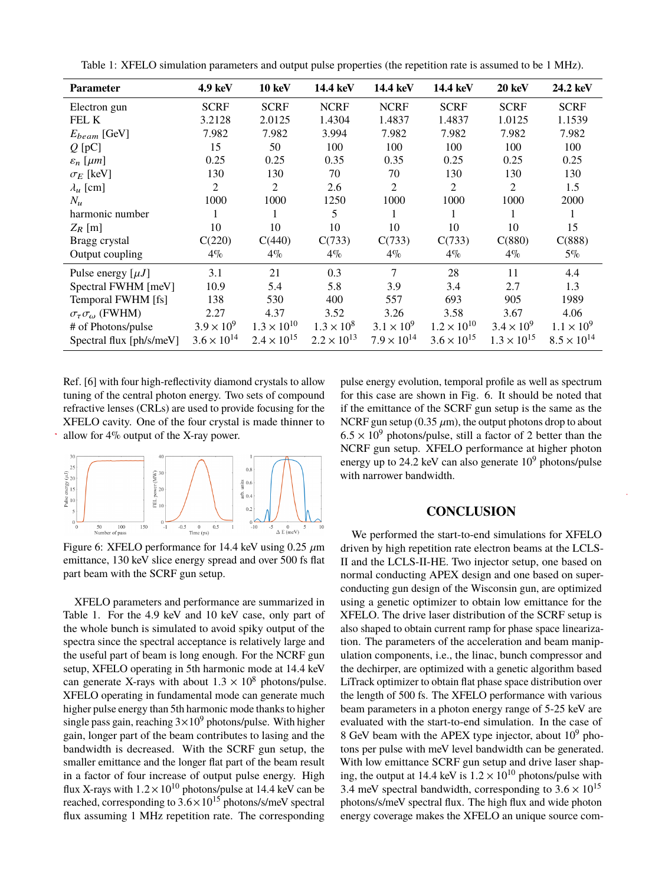Table 1: XFELO simulation parameters and output pulse properties (the repetition rate is assumed to be 1 MHz).

| Parameter | 4.9 keV | 10 keV | 14.4 keV | 14.4 keV | 14.4 keV | 20 keV | 24.2 keV |
|---|---|---|---|---|---|---|---|
| Electron gun | SCRF | SCRF | NCRF | NCRF | SCRF | SCRF | SCRF |
| FEL K | 3.2128 | 2.0125 | 1.4304 | 1.4837 | 1.4837 | 1.0125 | 1.1539 |
| $E_{beam}$ [GeV] | 7.982 | 7.982 | 3.994 | 7.982 | 7.982 | 7.982 | 7.982 |
| $Q$ [pC] | 15 | 50 | 100 | 100 | 100 | 100 | 100 |
| $\varepsilon_n$ [$\mu m$] | 0.25 | 0.25 | 0.35 | 0.35 | 0.25 | 0.25 | 0.25 |
| $\sigma_E$ [keV] | 130 | 130 | 70 | 70 | 130 | 130 | 130 |
| $\lambda_u$ [cm] | 2 | 2 | 2.6 | 2 | 2 | 2 | 1.5 |
| $N_u$ | 1000 | 1000 | 1250 | 1000 | 1000 | 1000 | 2000 |
| harmonic number | 1 | 1 | 5 | 1 | 1 | 1 | 1 |
| $Z_R$ [m] | 10 | 10 | 10 | 10 | 10 | 10 | 15 |
| Bragg crystal | C(220) | C(440) | C(733) | C(733) | C(733) | C(880) | C(888) |
| Output coupling | 4% | 4% | 4% | 4% | 4% | 4% | 5% |
| Pulse energy [$\mu J$] | 3.1 | 21 | 0.3 | 7 | 28 | 11 | 4.4 |
| Spectral FWHM [meV] | 10.9 | 5.4 | 5.8 | 3.9 | 3.4 | 2.7 | 1.3 |
| Temporal FWHM [fs] | 138 | 530 | 400 | 557 | 693 | 905 | 1989 |
| $\sigma_\tau \sigma_\omega$ (FWHM) | 2.27 | 4.37 | 3.52 | 3.26 | 3.58 | 3.67 | 4.06 |
| # of Photons/pulse | $3.9 \times 10^9$ | $1.3 \times 10^{10}$ | $1.3 \times 10^8$ | $3.1 \times 10^9$ | $1.2 \times 10^{10}$ | $3.4 \times 10^9$ | $1.1 \times 10^9$ |
| Spectral flux [ph/s/meV] | $3.6 \times 10^{14}$ | $2.4 \times 10^{15}$ | $2.2 \times 10^{13}$ | $7.9 \times 10^{14}$ | $3.6 \times 10^{15}$ | $1.3 \times 10^{15}$ | $8.5 \times 10^{14}$ |

Ref. [6] with four high-reflectivity diamond crystals to allow tuning of the central photon energy. Two sets of compound refractive lenses (CRLs) are used to provide focusing for the XFELO cavity. One of the four crystal is made thinner to allow for 4% output of the X-ray power.

Figure 6: XFELO performance for 14.4 keV using 0.25 $\mu$m emittance, 130 keV slice energy spread and over 500 fs flat part beam with the SCRF gun setup.

XFELO parameters and performance are summarized in Table 1. For the 4.9 keV and 10 keV case, only part of the whole bunch is simulated to avoid spiky output of the spectra since the spectral acceptance is relatively large and the useful part of beam is long enough. For the NCRF gun setup, XFELO operating in 5th harmonic mode at 14.4 keV can generate X-rays with about $1.3 \times 10^8$ photons/pulse. XFELO operating in fundamental mode can generate much higher pulse energy than 5th harmonic mode thanks to higher single pass gain, reaching $3 \times 10^9$ photons/pulse. With higher gain, longer part of the beam contributes to lasing and the bandwidth is decreased. With the SCRF gun setup, the smaller emittance and the longer flat part of the beam result in a factor of four increase of output pulse energy. High flux X-rays with $1.2 \times 10^{10}$ photons/pulse at 14.4 keV can be reached, corresponding to $3.6 \times 10^{15}$ photons/s/meV spectral flux assuming 1 MHz repetition rate. The corresponding pulse energy evolution, temporal profile as well as spectrum for this case are shown in Fig. 6. It should be noted that if the emittance of the SCRF gun setup is the same as the NCRF gun setup (0.35 $\mu$m), the output photons drop to about $6.5 \times 10^9$ photons/pulse, still a factor of 2 better than the NCRF gun setup. XFELO performance at higher photon energy up to 24.2 keV can also generate $10^9$ photons/pulse with narrower bandwidth.

## CONCLUSION

We performed the start-to-end simulations for XFELO driven by high repetition rate electron beams at the LCLS-II and the LCLS-II-HE. Two injector setup, one based on normal conducting APEX design and one based on superconducting gun design of the Wisconsin gun, are optimized using a genetic optimizer to obtain low emittance for the XFELO. The drive laser distribution of the SCRF setup is also shaped to obtain current ramp for phase space linearization. The parameters of the acceleration and beam manipulation components, i.e., the linac, bunch compressor and the dechirper, are optimized with a genetic algorithm based LiTrack optimizer to obtain flat phase space distribution over the length of 500 fs. The XFELO performance with various beam parameters in a photon energy range of 5-25 keV are evaluated with the start-to-end simulation. In the case of 8 GeV beam with the APEX type injector, about $10^9$ photons per pulse with meV level bandwidth can be generated. With low emittance SCRF gun setup and drive laser shaping, the output at 14.4 keV is $1.2 \times 10^{10}$ photons/pulse with 3.4 meV spectral bandwidth, corresponding to $3.6 \times 10^{15}$ photons/s/meV spectral flux. The high flux and wide photon energy coverage makes the XFELO an unique source com-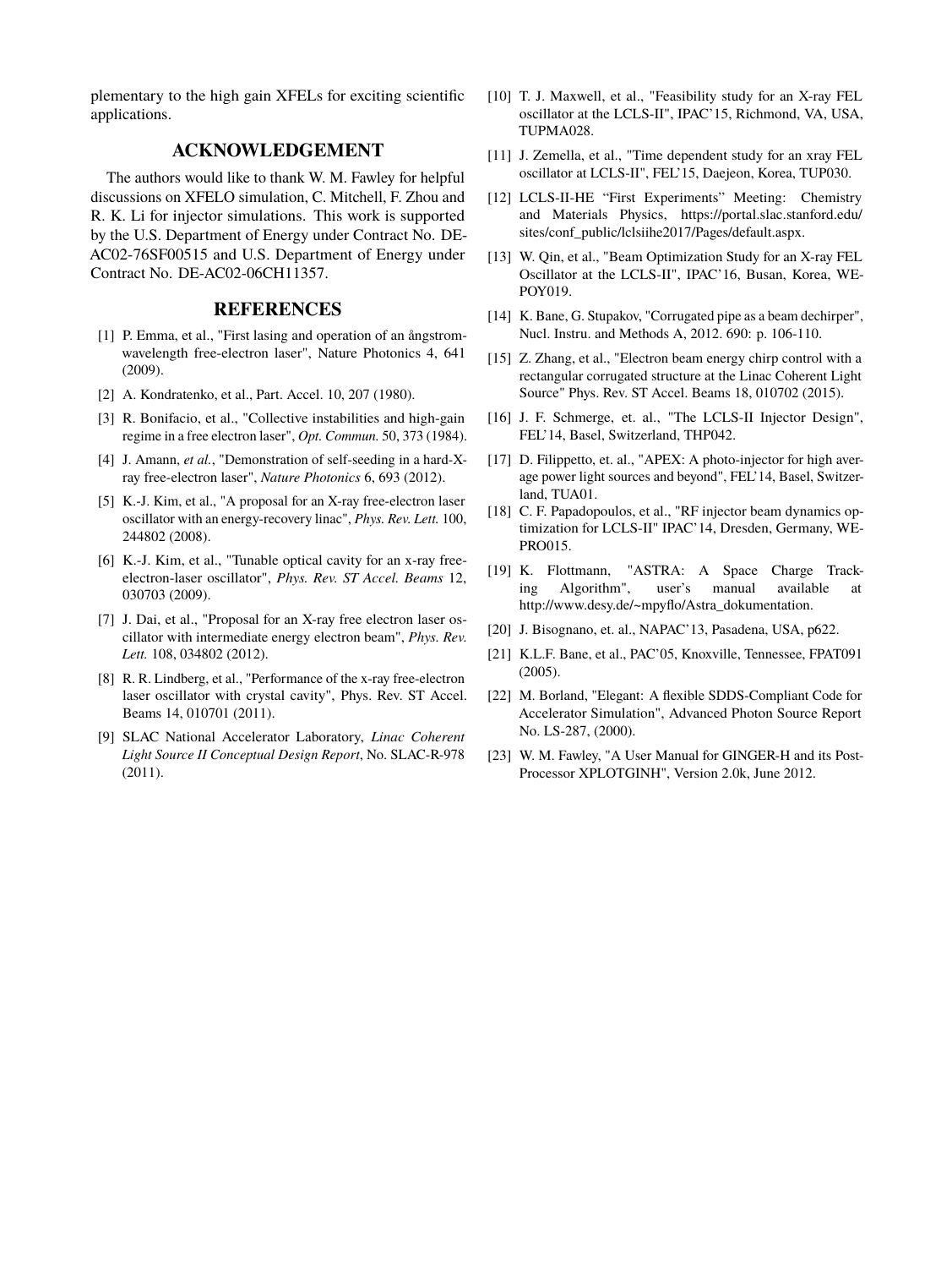plementary to the high gain XFELs for exciting scientific applications.

## ACKNOWLEDGEMENT

The authors would like to thank W. M. Fawley for helpful discussions on XFELO simulation, C. Mitchell, F. Zhou and R. K. Li for injector simulations. This work is supported by the U.S. Department of Energy under Contract No. DE-AC02-76SF00515 and U.S. Department of Energy under Contract No. DE-AC02-06CH11357.

## REFERENCES

[1] P. Emma, et al., "First lasing and operation of an ångstrom-wavelength free-electron laser", Nature Photonics 4, 641 (2009).

[2] A. Kondratenko, et al., Part. Accel. 10, 207 (1980).

[3] R. Bonifacio, et al., "Collective instabilities and high-gain regime in a free electron laser", *Opt. Commun.* 50, 373 (1984).

[4] J. Amann, *et al.*, "Demonstration of self-seeding in a hard-X-ray free-electron laser", *Nature Photonics* 6, 693 (2012).

[5] K.-J. Kim, et al., "A proposal for an X-ray free-electron laser oscillator with an energy-recovery linac", *Phys. Rev. Lett.* 100, 244802 (2008).

[6] K.-J. Kim, et al., "Tunable optical cavity for an x-ray free-electron-laser oscillator", *Phys. Rev. ST Accel. Beams* 12, 030703 (2009).

[7] J. Dai, et al., "Proposal for an X-ray free electron laser oscillator with intermediate energy electron beam", *Phys. Rev. Lett.* 108, 034802 (2012).

[8] R. R. Lindberg, et al., "Performance of the x-ray free-electron laser oscillator with crystal cavity", Phys. Rev. ST Accel. Beams 14, 010701 (2011).

[9] SLAC National Accelerator Laboratory, *Linac Coherent Light Source II Conceptual Design Report*, No. SLAC-R-978 (2011).

[10] T. J. Maxwell, et al., "Feasibility study for an X-ray FEL oscillator at the LCLS-II", IPAC'15, Richmond, VA, USA, TUPMA028.

[11] J. Zemella, et al., "Time dependent study for an xray FEL oscillator at LCLS-II", FEL'15, Daejeon, Korea, TUP030.

[12] LCLS-II-HE "First Experiments" Meeting: Chemistry and Materials Physics, https://portal.slac.stanford.edu/sites/conf_public/lclsiihe2017/Pages/default.aspx.

[13] W. Qin, et al., "Beam Optimization Study for an X-ray FEL Oscillator at the LCLS-II", IPAC'16, Busan, Korea, WEPOY019.

[14] K. Bane, G. Stupakov, "Corrugated pipe as a beam dechirper", Nucl. Instru. and Methods A, 2012. 690: p. 106-110.

[15] Z. Zhang, et al., "Electron beam energy chirp control with a rectangular corrugated structure at the Linac Coherent Light Source" Phys. Rev. ST Accel. Beams 18, 010702 (2015).

[16] J. F. Schmerge, et. al., "The LCLS-II Injector Design", FEL'14, Basel, Switzerland, THP042.

[17] D. Filippetto, et. al., "APEX: A photo-injector for high average power light sources and beyond", FEL'14, Basel, Switzerland, TUA01.

[18] C. F. Papadopoulos, et al., "RF injector beam dynamics optimization for LCLS-II" IPAC'14, Dresden, Germany, WEPRO015.

[19] K. Flottmann, "ASTRA: A Space Charge Tracking Algorithm", user's manual available at http://www.desy.de/~mpyflo/Astra_dokumentation.

[20] J. Bisognano, et. al., NAPAC'13, Pasadena, USA, p622.

[21] K.L.F. Bane, et al., PAC'05, Knoxville, Tennessee, FPAT091 (2005).

[22] M. Borland, "Elegant: A flexible SDDS-Compliant Code for Accelerator Simulation", Advanced Photon Source Report No. LS-287, (2000).

[23] W. M. Fawley, "A User Manual for GINGER-H and its Post-Processor XPLOTGINH", Version 2.0k, June 2012.